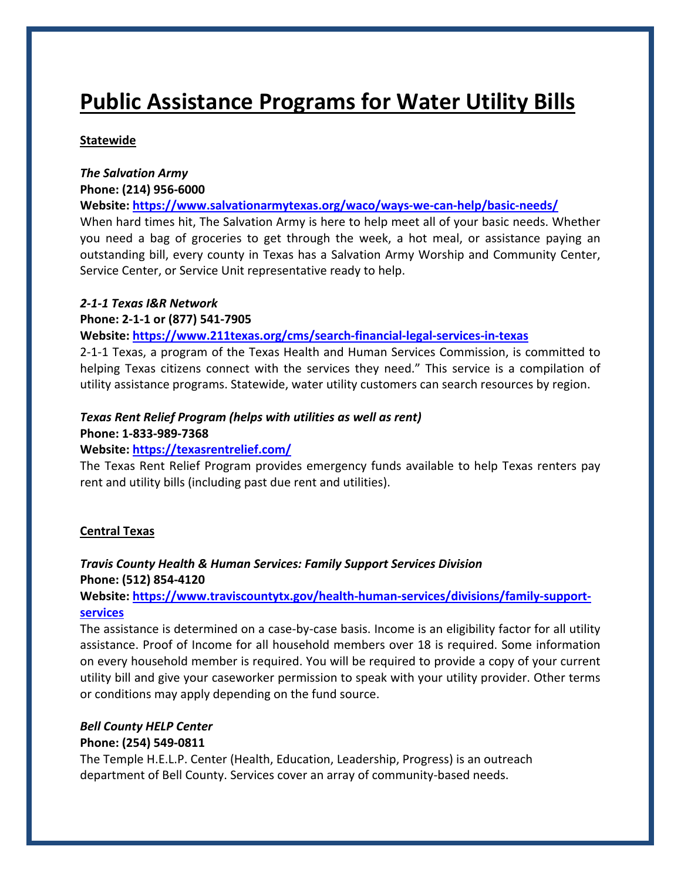# Public Assistance Programs for Water Utility Bills

## Statewide

### *The Salvation Army*

**Phone: (214) 956-6000**

**Website: [https://www.salvationarmytexas.org/waco/ways-we-can-help/basic-needs/](https://www.salvationarmytexas.org/waco/ways-we-can-help/basic-needs/)**

When hard times hit, The Salvation Army is here to help meet all of your basic needs. Whether you need a bag of groceries to get through the week, a hot meal, or assistance paying an outstanding bill, every county in Texas has a Salvation Army Worship and Community Center, Service Center, or Service Unit representative ready to help.

### *2-1-1 Texas I&R Network*

**Phone: 2-1-1 or (877) 541-7905**

**Website: [https://www.211texas.org/cms/search-financial-legal-services-in-texas](https://www.211texas.org/cms/search-financial-legal-services-in-texas)**

2-1-1 Texas, a program of the Texas Health and Human Services Commission, is committed to helping Texas citizens connect with the services they need." This service is a compilation of utility assistance programs. Statewide, water utility customers can search resources by region.

### *Texas Rent Relief Program (helps with utilities as well as rent)*

**Phone: 1-833-989-7368**

**Website: [https://texasrentrelief.com/](https://texasrentrelief.com/)**

The Texas Rent Relief Program provides emergency funds available to help Texas renters pay rent and utility bills (including past due rent and utilities).

## Central Texas

### *Travis County Health & Human Services: Family Support Services Division*

**Phone: (512) 854-4120**

**Website: [https://www.traviscountytx.gov/health-human-services/divisions/family-support-services](https://www.traviscountytx.gov/health-human-services/divisions/family-support-services)**

The assistance is determined on a case-by-case basis. Income is an eligibility factor for all utility assistance. Proof of Income for all household members over 18 is required. Some information on every household member is required. You will be required to provide a copy of your current utility bill and give your caseworker permission to speak with your utility provider. Other terms or conditions may apply depending on the fund source.

### *Bell County HELP Center*

**Phone: (254) 549-0811**

The Temple H.E.L.P. Center (Health, Education, Leadership, Progress) is an outreach department of Bell County. Services cover an array of community-based needs.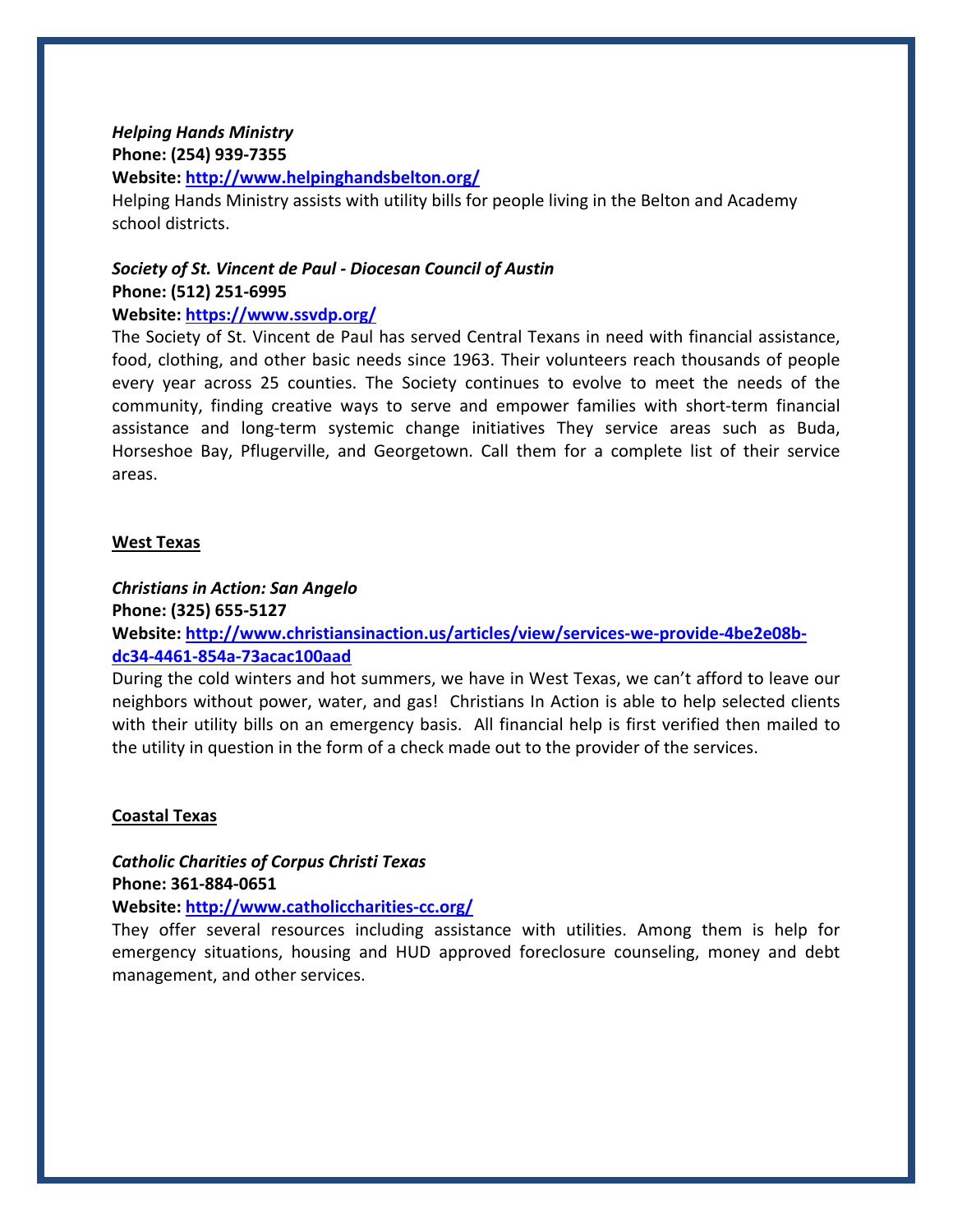***Helping Hands Ministry***
**Phone: (254) 939-7355**
**Website: [http://www.helpinghandsbelton.org/](http://www.helpinghandsbelton.org/)**
Helping Hands Ministry assists with utility bills for people living in the Belton and Academy school districts.

***Society of St. Vincent de Paul - Diocesan Council of Austin***
**Phone: (512) 251-6995**
**Website: [https://www.ssvdp.org/](https://www.ssvdp.org/)**
The Society of St. Vincent de Paul has served Central Texans in need with financial assistance, food, clothing, and other basic needs since 1963. Their volunteers reach thousands of people every year across 25 counties. The Society continues to evolve to meet the needs of the community, finding creative ways to serve and empower families with short-term financial assistance and long-term systemic change initiatives They service areas such as Buda, Horseshoe Bay, Pflugerville, and Georgetown. Call them for a complete list of their service areas.

## West Texas

***Christians in Action: San Angelo***
**Phone: (325) 655-5127**
**Website: [http://www.christiansinaction.us/articles/view/services-we-provide-4be2e08b-dc34-4461-854a-73acac100aad](http://www.christiansinaction.us/articles/view/services-we-provide-4be2e08b-dc34-4461-854a-73acac100aad)**
During the cold winters and hot summers, we have in West Texas, we can't afford to leave our neighbors without power, water, and gas! Christians In Action is able to help selected clients with their utility bills on an emergency basis. All financial help is first verified then mailed to the utility in question in the form of a check made out to the provider of the services.

## Coastal Texas

***Catholic Charities of Corpus Christi Texas***
**Phone: 361-884-0651**
**Website: [http://www.catholiccharities-cc.org/](http://www.catholiccharities-cc.org/)**
They offer several resources including assistance with utilities. Among them is help for emergency situations, housing and HUD approved foreclosure counseling, money and debt management, and other services.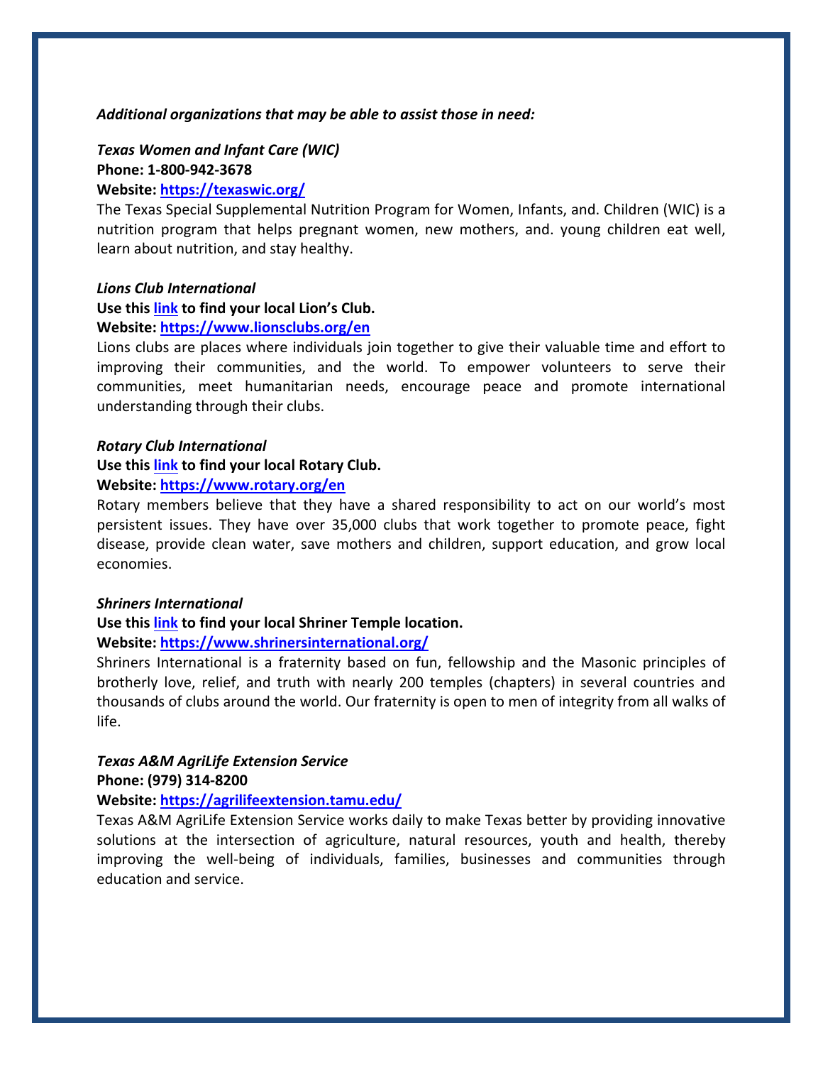***Additional organizations that may be able to assist those in need:***

***Texas Women and Infant Care (WIC)***
**Phone: 1-800-942-3678**
**Website: https://texaswic.org/**

The Texas Special Supplemental Nutrition Program for Women, Infants, and. Children (WIC) is a nutrition program that helps pregnant women, new mothers, and. young children eat well, learn about nutrition, and stay healthy.

***Lions Club International***
**Use this link to find your local Lion's Club.**
**Website: https://www.lionsclubs.org/en**

Lions clubs are places where individuals join together to give their valuable time and effort to improving their communities, and the world. To empower volunteers to serve their communities, meet humanitarian needs, encourage peace and promote international understanding through their clubs.

***Rotary Club International***
**Use this link to find your local Rotary Club.**
**Website: https://www.rotary.org/en**

Rotary members believe that they have a shared responsibility to act on our world's most persistent issues. They have over 35,000 clubs that work together to promote peace, fight disease, provide clean water, save mothers and children, support education, and grow local economies.

***Shriners International***
**Use this link to find your local Shriner Temple location.**
**Website: https://www.shrinersinternational.org/**

Shriners International is a fraternity based on fun, fellowship and the Masonic principles of brotherly love, relief, and truth with nearly 200 temples (chapters) in several countries and thousands of clubs around the world. Our fraternity is open to men of integrity from all walks of life.

***Texas A&M AgriLife Extension Service***
**Phone: (979) 314-8200**
**Website: https://agrilifeextension.tamu.edu/**

Texas A&M AgriLife Extension Service works daily to make Texas better by providing innovative solutions at the intersection of agriculture, natural resources, youth and health, thereby improving the well-being of individuals, families, businesses and communities through education and service.